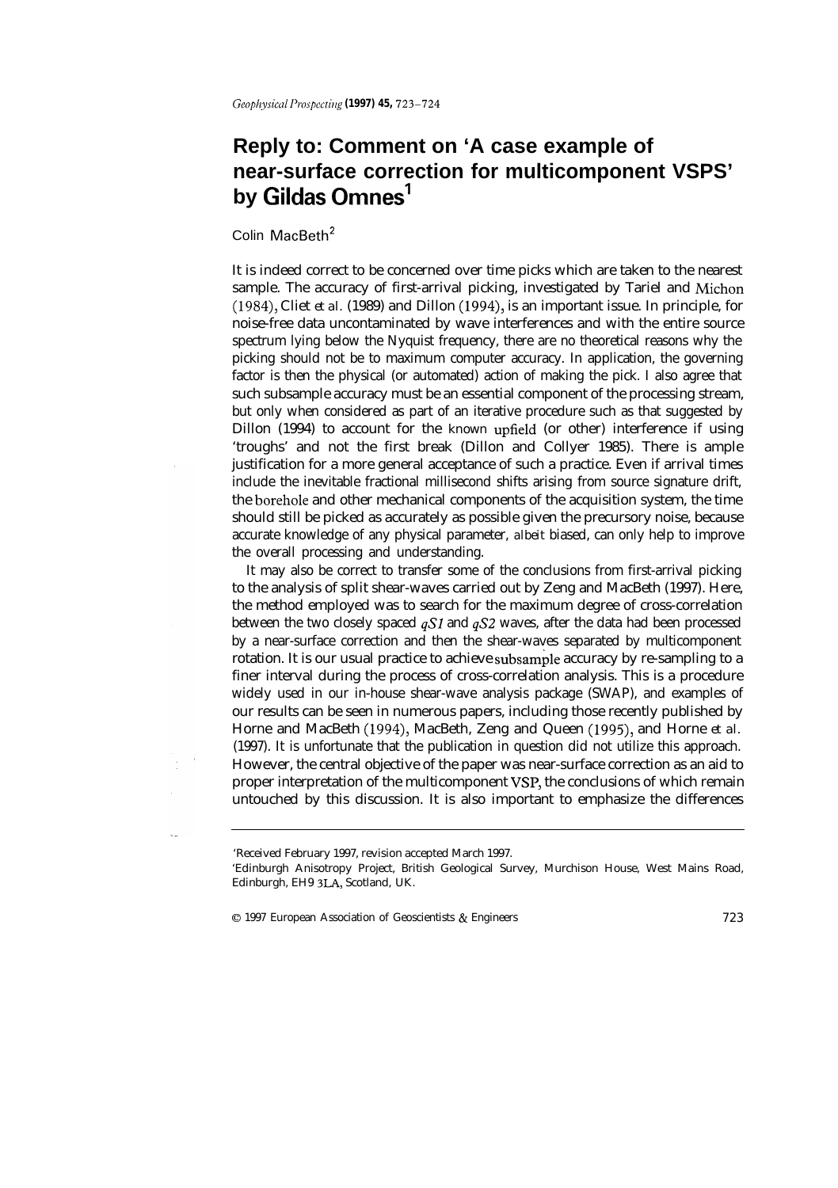# Reply to: Comment on 'A case example of near-surface correction for multicomponent VSPS' by Gildas Omnes[1]

Colin MacBeth[2]

It is indeed correct to be concerned over time picks which are taken to the nearest sample. The accuracy of first-arrival picking, investigated by Tariel and Michon (1984), Cliet *et al.* (1989) and Dillon (1994), is an important issue. In principle, for noise-free data uncontaminated by wave interferences and with the entire source spectrum lying below the Nyquist frequency, there are no theoretical reasons why the picking should not be to maximum computer accuracy. In application, the governing factor is then the physical (or automated) action of making the pick. I also agree that such subsample accuracy must be an essential component of the processing stream, but only when considered as part of an iterative procedure such as that suggested by Dillon (1994) to account for the known upfield (or other) interference if using 'troughs' and not the first break (Dillon and Collyer 1985). There is ample justification for a more general acceptance of such a practice. Even if arrival times include the inevitable fractional millisecond shifts arising from source signature drift, the borehole and other mechanical components of the acquisition system, the time should still be picked as accurately as possible given the precursory noise, because accurate knowledge of any physical parameter, albeit biased, can only help to improve the overall processing and understanding.

It may also be correct to transfer some of the conclusions from first-arrival picking to the analysis of split shear-waves carried out by Zeng and MacBeth (1997). Here, the method employed was to search for the maximum degree of cross-correlation between the two closely spaced *qS1* and *qS2* waves, after the data had been processed by a near-surface correction and then the shear-waves separated by multicomponent rotation. It is our usual practice to achieve subsample accuracy by re-sampling to a finer interval during the process of cross-correlation analysis. This is a procedure widely used in our in-house shear-wave analysis package (SWAP), and examples of our results can be seen in numerous papers, including those recently published by Horne and MacBeth (1994), MacBeth, Zeng and Queen (1995), and Horne *et al.* (1997). It is unfortunate that the publication in question did not utilize this approach. However, the central objective of the paper was near-surface correction as an aid to proper interpretation of the multicomponent VSP, the conclusions of which remain untouched by this discussion. It is also important to emphasize the differences

---

[1] Received February 1997, revision accepted March 1997.

[2] Edinburgh Anisotropy Project, British Geological Survey, Murchison House, West Mains Road, Edinburgh, EH9 3LA, Scotland, UK.

© 1997 European Association of Geoscientists & Engineers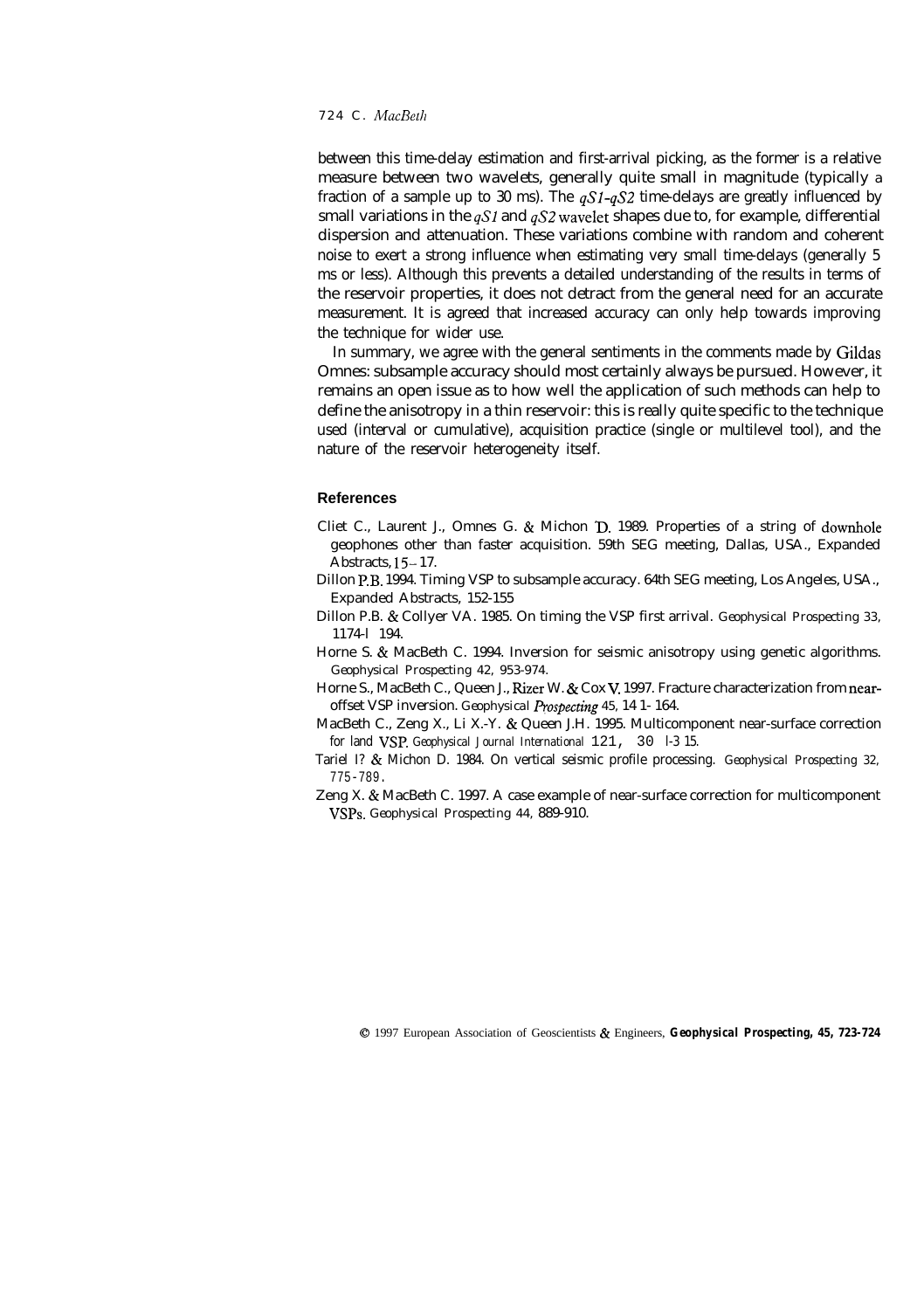between this time-delay estimation and first-arrival picking, as the former is a relative measure between two wavelets, generally quite small in magnitude (typically a fraction of a sample up to 30 ms). The $qS1$-$qS2$ time-delays are greatly influenced by small variations in the $qS1$ and $qS2$ wavelet shapes due to, for example, differential dispersion and attenuation. These variations combine with random and coherent noise to exert a strong influence when estimating very small time-delays (generally 5 ms or less). Although this prevents a detailed understanding of the results in terms of the reservoir properties, it does not detract from the general need for an accurate measurement. It is agreed that increased accuracy can only help towards improving the technique for wider use.

In summary, we agree with the general sentiments in the comments made by Gildas Omnes: subsample accuracy should most certainly always be pursued. However, it remains an open issue as to how well the application of such methods can help to define the anisotropy in a thin reservoir: this is really quite specific to the technique used (interval or cumulative), acquisition practice (single or multilevel tool), and the nature of the reservoir heterogeneity itself.

## References

Cliet C., Laurent J., Omnes G. & Michon D. 1989. Properties of a string of downhole geophones other than faster acquisition. 59th SEG meeting, Dallas, USA., Expanded Abstracts, 15–17.

Dillon P.B. 1994. Timing VSP to subsample accuracy. 64th SEG meeting, Los Angeles, USA., Expanded Abstracts, 152-155

Dillon P.B. & Collyer VA. 1985. On timing the VSP first arrival. *Geophysical Prospecting* 33, 1174-1194.

Horne S. & MacBeth C. 1994. Inversion for seismic anisotropy using genetic algorithms. *Geophysical Prospecting* 42, 953-974.

Horne S., MacBeth C., Queen J., Rizer W. & Cox V. 1997. Fracture characterization from near-offset VSP inversion. *Geophysical Prospecting* 45, 141-164.

MacBeth C., Zeng X., Li X.-Y. & Queen J.H. 1995. Multicomponent near-surface correction for land VSP. *Geophysical Journal International* 121, 301-315.

Tariel I? & Michon D. 1984. On vertical seismic profile processing. *Geophysical Prospecting* 32, 775-789.

Zeng X. & MacBeth C. 1997. A case example of near-surface correction for multicomponent VSPs. *Geophysical Prospecting* 44, 889-910.